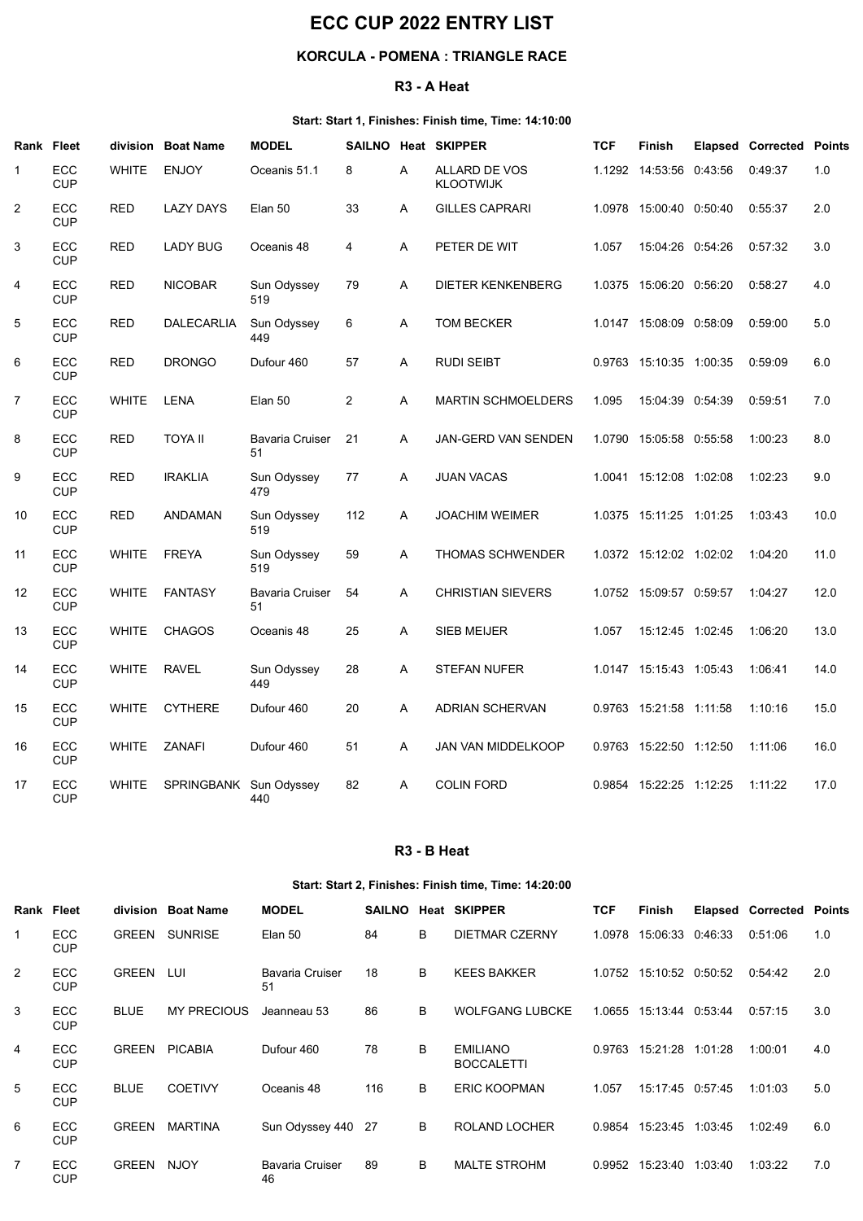# ECC CUP 2022 ENTRY LIST

## KORCULA - POMENA : TRIANGLE RACE

### R3 - A Heat

#### Start: Start 1, Finishes: Finish time, Time: 14:10:00

| Rank | Fleet | division | Boat Name | MODEL | SAILNO | Heat | SKIPPER | TCF | Finish | Elapsed | Corrected | Points |
|---|---|---|---|---|---|---|---|---|---|---|---|---|
| 1 | ECC CUP | WHITE | ENJOY | Oceanis 51.1 | 8 | A | ALLARD DE VOS KLOOTWIJK | 1.1292 | 14:53:56 | 0:43:56 | 0:49:37 | 1.0 |
| 2 | ECC CUP | RED | LAZY DAYS | Elan 50 | 33 | A | GILLES CAPRARI | 1.0978 | 15:00:40 | 0:50:40 | 0:55:37 | 2.0 |
| 3 | ECC CUP | RED | LADY BUG | Oceanis 48 | 4 | A | PETER DE WIT | 1.057 | 15:04:26 | 0:54:26 | 0:57:32 | 3.0 |
| 4 | ECC CUP | RED | NICOBAR | Sun Odyssey 519 | 79 | A | DIETER KENKENBERG | 1.0375 | 15:06:20 | 0:56:20 | 0:58:27 | 4.0 |
| 5 | ECC CUP | RED | DALECARLIA | Sun Odyssey 449 | 6 | A | TOM BECKER | 1.0147 | 15:08:09 | 0:58:09 | 0:59:00 | 5.0 |
| 6 | ECC CUP | RED | DRONGO | Dufour 460 | 57 | A | RUDI SEIBT | 0.9763 | 15:10:35 | 1:00:35 | 0:59:09 | 6.0 |
| 7 | ECC CUP | WHITE | LENA | Elan 50 | 2 | A | MARTIN SCHMOELDERS | 1.095 | 15:04:39 | 0:54:39 | 0:59:51 | 7.0 |
| 8 | ECC CUP | RED | TOYA II | Bavaria Cruiser 51 | 21 | A | JAN-GERD VAN SENDEN | 1.0790 | 15:05:58 | 0:55:58 | 1:00:23 | 8.0 |
| 9 | ECC CUP | RED | IRAKLIA | Sun Odyssey 479 | 77 | A | JUAN VACAS | 1.0041 | 15:12:08 | 1:02:08 | 1:02:23 | 9.0 |
| 10 | ECC CUP | RED | ANDAMAN | Sun Odyssey 519 | 112 | A | JOACHIM WEIMER | 1.0375 | 15:11:25 | 1:01:25 | 1:03:43 | 10.0 |
| 11 | ECC CUP | WHITE | FREYA | Sun Odyssey 519 | 59 | A | THOMAS SCHWENDER | 1.0372 | 15:12:02 | 1:02:02 | 1:04:20 | 11.0 |
| 12 | ECC CUP | WHITE | FANTASY | Bavaria Cruiser 51 | 54 | A | CHRISTIAN SIEVERS | 1.0752 | 15:09:57 | 0:59:57 | 1:04:27 | 12.0 |
| 13 | ECC CUP | WHITE | CHAGOS | Oceanis 48 | 25 | A | SIEB MEIJER | 1.057 | 15:12:45 | 1:02:45 | 1:06:20 | 13.0 |
| 14 | ECC CUP | WHITE | RAVEL | Sun Odyssey 449 | 28 | A | STEFAN NUFER | 1.0147 | 15:15:43 | 1:05:43 | 1:06:41 | 14.0 |
| 15 | ECC CUP | WHITE | CYTHERE | Dufour 460 | 20 | A | ADRIAN SCHERVAN | 0.9763 | 15:21:58 | 1:11:58 | 1:10:16 | 15.0 |
| 16 | ECC CUP | WHITE | ZANAFI | Dufour 460 | 51 | A | JAN VAN MIDDELKOOP | 0.9763 | 15:22:50 | 1:12:50 | 1:11:06 | 16.0 |
| 17 | ECC CUP | WHITE | SPRINGBANK | Sun Odyssey 440 | 82 | A | COLIN FORD | 0.9854 | 15:22:25 | 1:12:25 | 1:11:22 | 17.0 |

### R3 - B Heat

#### Start: Start 2, Finishes: Finish time, Time: 14:20:00

| Rank | Fleet | division | Boat Name | MODEL | SAILNO | Heat | SKIPPER | TCF | Finish | Elapsed | Corrected | Points |
|---|---|---|---|---|---|---|---|---|---|---|---|---|
| 1 | ECC CUP | GREEN | SUNRISE | Elan 50 | 84 | B | DIETMAR CZERNY | 1.0978 | 15:06:33 | 0:46:33 | 0:51:06 | 1.0 |
| 2 | ECC CUP | GREEN | LUI | Bavaria Cruiser 51 | 18 | B | KEES BAKKER | 1.0752 | 15:10:52 | 0:50:52 | 0:54:42 | 2.0 |
| 3 | ECC CUP | BLUE | MY PRECIOUS | Jeanneau 53 | 86 | B | WOLFGANG LUBCKE | 1.0655 | 15:13:44 | 0:53:44 | 0:57:15 | 3.0 |
| 4 | ECC CUP | GREEN | PICABIA | Dufour 460 | 78 | B | EMILIANO BOCCALETTI | 0.9763 | 15:21:28 | 1:01:28 | 1:00:01 | 4.0 |
| 5 | ECC CUP | BLUE | COETIVY | Oceanis 48 | 116 | B | ERIC KOOPMAN | 1.057 | 15:17:45 | 0:57:45 | 1:01:03 | 5.0 |
| 6 | ECC CUP | GREEN | MARTINA | Sun Odyssey 440 | 27 | B | ROLAND LOCHER | 0.9854 | 15:23:45 | 1:03:45 | 1:02:49 | 6.0 |
| 7 | ECC CUP | GREEN | NJOY | Bavaria Cruiser 46 | 89 | B | MALTE STROHM | 0.9952 | 15:23:40 | 1:03:40 | 1:03:22 | 7.0 |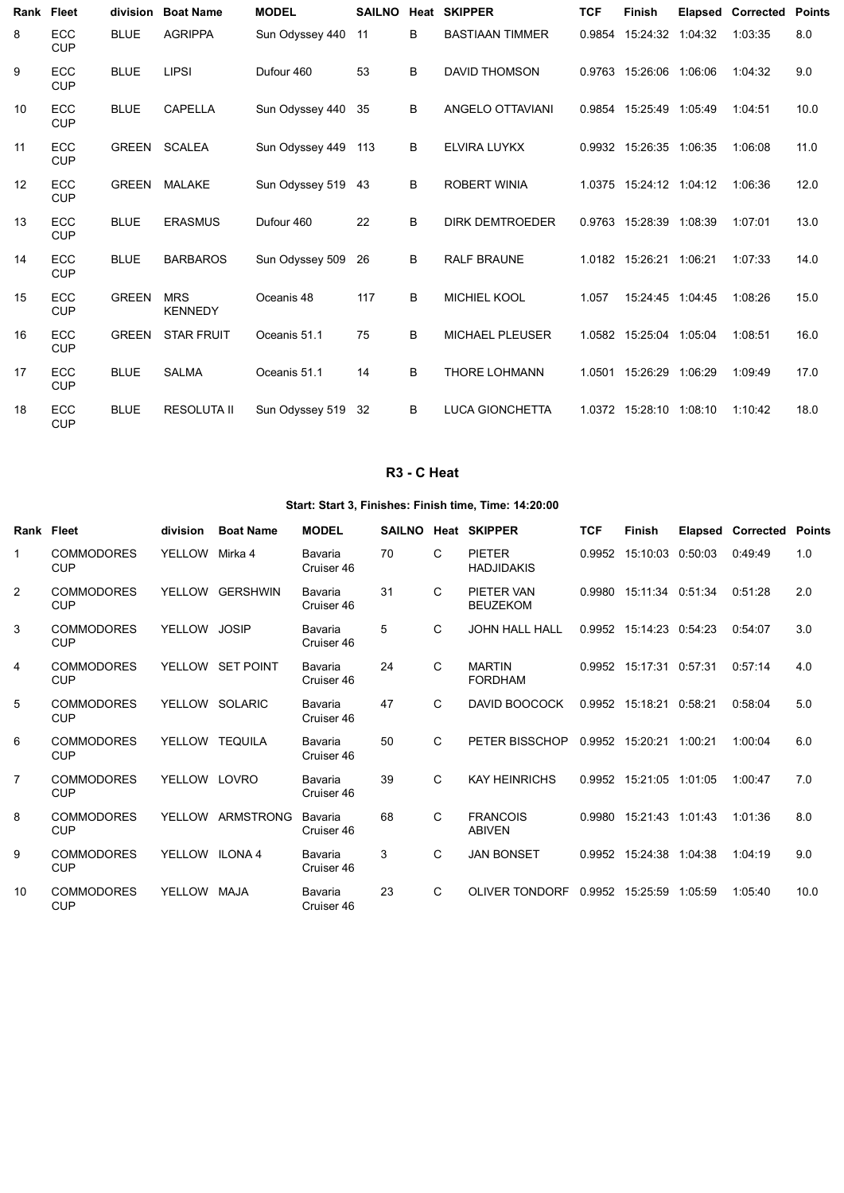| Rank | Fleet | division | Boat Name | MODEL | SAILNO | Heat | SKIPPER | TCF | Finish | Elapsed | Corrected | Points |
|---|---|---|---|---|---|---|---|---|---|---|---|---|
| 8 | ECC CUP | BLUE | AGRIPPA | Sun Odyssey 440 | 11 | B | BASTIAAN TIMMER | 0.9854 | 15:24:32 | 1:04:32 | 1:03:35 | 8.0 |
| 9 | ECC CUP | BLUE | LIPSI | Dufour 460 | 53 | B | DAVID THOMSON | 0.9763 | 15:26:06 | 1:06:06 | 1:04:32 | 9.0 |
| 10 | ECC CUP | BLUE | CAPELLA | Sun Odyssey 440 | 35 | B | ANGELO OTTAVIANI | 0.9854 | 15:25:49 | 1:05:49 | 1:04:51 | 10.0 |
| 11 | ECC CUP | GREEN | SCALEA | Sun Odyssey 449 | 113 | B | ELVIRA LUYKX | 0.9932 | 15:26:35 | 1:06:35 | 1:06:08 | 11.0 |
| 12 | ECC CUP | GREEN | MALAKE | Sun Odyssey 519 | 43 | B | ROBERT WINIA | 1.0375 | 15:24:12 | 1:04:12 | 1:06:36 | 12.0 |
| 13 | ECC CUP | BLUE | ERASMUS | Dufour 460 | 22 | B | DIRK DEMTROEDER | 0.9763 | 15:28:39 | 1:08:39 | 1:07:01 | 13.0 |
| 14 | ECC CUP | BLUE | BARBAROS | Sun Odyssey 509 | 26 | B | RALF BRAUNE | 1.0182 | 15:26:21 | 1:06:21 | 1:07:33 | 14.0 |
| 15 | ECC CUP | GREEN | MRS KENNEDY | Oceanis 48 | 117 | B | MICHIEL KOOL | 1.057 | 15:24:45 | 1:04:45 | 1:08:26 | 15.0 |
| 16 | ECC CUP | GREEN | STAR FRUIT | Oceanis 51.1 | 75 | B | MICHAEL PLEUSER | 1.0582 | 15:25:04 | 1:05:04 | 1:08:51 | 16.0 |
| 17 | ECC CUP | BLUE | SALMA | Oceanis 51.1 | 14 | B | THORE LOHMANN | 1.0501 | 15:26:29 | 1:06:29 | 1:09:49 | 17.0 |
| 18 | ECC CUP | BLUE | RESOLUTA II | Sun Odyssey 519 | 32 | B | LUCA GIONCHETTA | 1.0372 | 15:28:10 | 1:08:10 | 1:10:42 | 18.0 |

## R3 - C Heat

**Start: Start 3, Finishes: Finish time, Time: 14:20:00**

| Rank | Fleet | division | Boat Name | MODEL | SAILNO | Heat | SKIPPER | TCF | Finish | Elapsed | Corrected | Points |
|---|---|---|---|---|---|---|---|---|---|---|---|---|
| 1 | COMMODORES CUP | YELLOW | Mirka 4 | Bavaria Cruiser 46 | 70 | C | PIETER HADJIDAKIS | 0.9952 | 15:10:03 | 0:50:03 | 0:49:49 | 1.0 |
| 2 | COMMODORES CUP | YELLOW | GERSHWIN | Bavaria Cruiser 46 | 31 | C | PIETER VAN BEUZEKOM | 0.9980 | 15:11:34 | 0:51:34 | 0:51:28 | 2.0 |
| 3 | COMMODORES CUP | YELLOW | JOSIP | Bavaria Cruiser 46 | 5 | C | JOHN HALL HALL | 0.9952 | 15:14:23 | 0:54:23 | 0:54:07 | 3.0 |
| 4 | COMMODORES CUP | YELLOW | SET POINT | Bavaria Cruiser 46 | 24 | C | MARTIN FORDHAM | 0.9952 | 15:17:31 | 0:57:31 | 0:57:14 | 4.0 |
| 5 | COMMODORES CUP | YELLOW | SOLARIC | Bavaria Cruiser 46 | 47 | C | DAVID BOOCOCK | 0.9952 | 15:18:21 | 0:58:21 | 0:58:04 | 5.0 |
| 6 | COMMODORES CUP | YELLOW | TEQUILA | Bavaria Cruiser 46 | 50 | C | PETER BISSCHOP | 0.9952 | 15:20:21 | 1:00:21 | 1:00:04 | 6.0 |
| 7 | COMMODORES CUP | YELLOW | LOVRO | Bavaria Cruiser 46 | 39 | C | KAY HEINRICHS | 0.9952 | 15:21:05 | 1:01:05 | 1:00:47 | 7.0 |
| 8 | COMMODORES CUP | YELLOW | ARMSTRONG | Bavaria Cruiser 46 | 68 | C | FRANCOIS ABIVEN | 0.9980 | 15:21:43 | 1:01:43 | 1:01:36 | 8.0 |
| 9 | COMMODORES CUP | YELLOW | ILONA 4 | Bavaria Cruiser 46 | 3 | C | JAN BONSET | 0.9952 | 15:24:38 | 1:04:38 | 1:04:19 | 9.0 |
| 10 | COMMODORES CUP | YELLOW | MAJA | Bavaria Cruiser 46 | 23 | C | OLIVER TONDORF | 0.9952 | 15:25:59 | 1:05:59 | 1:05:40 | 10.0 |